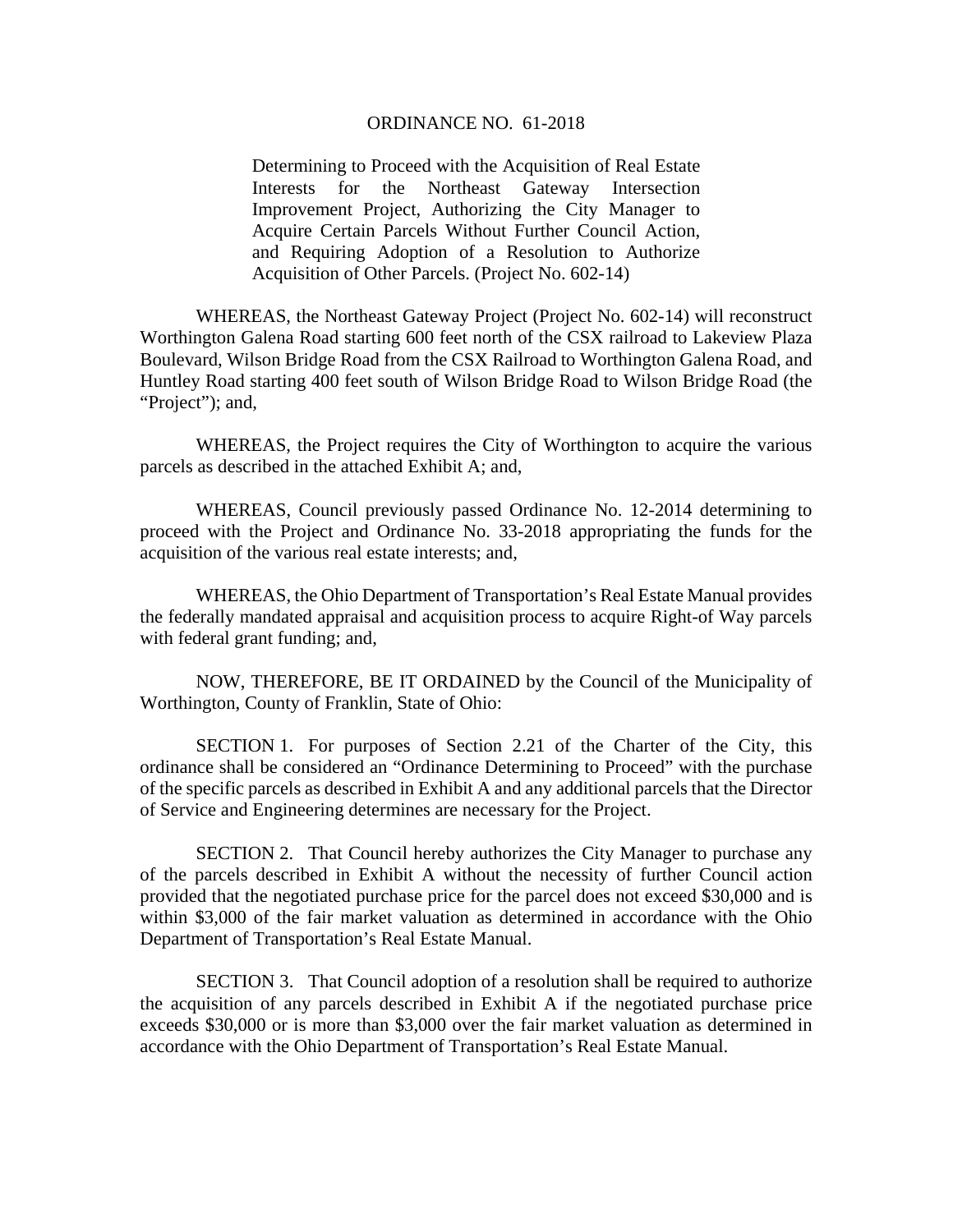# ORDINANCE NO. 61-2018

Determining to Proceed with the Acquisition of Real Estate Interests for the Northeast Gateway Intersection Improvement Project, Authorizing the City Manager to Acquire Certain Parcels Without Further Council Action, and Requiring Adoption of a Resolution to Authorize Acquisition of Other Parcels. (Project No. 602-14)

WHEREAS, the Northeast Gateway Project (Project No. 602-14) will reconstruct Worthington Galena Road starting 600 feet north of the CSX railroad to Lakeview Plaza Boulevard, Wilson Bridge Road from the CSX Railroad to Worthington Galena Road, and Huntley Road starting 400 feet south of Wilson Bridge Road to Wilson Bridge Road (the "Project"); and,

WHEREAS, the Project requires the City of Worthington to acquire the various parcels as described in the attached Exhibit A; and,

WHEREAS, Council previously passed Ordinance No. 12-2014 determining to proceed with the Project and Ordinance No. 33-2018 appropriating the funds for the acquisition of the various real estate interests; and,

WHEREAS, the Ohio Department of Transportation's Real Estate Manual provides the federally mandated appraisal and acquisition process to acquire Right-of Way parcels with federal grant funding; and,

NOW, THEREFORE, BE IT ORDAINED by the Council of the Municipality of Worthington, County of Franklin, State of Ohio:

SECTION 1. For purposes of Section 2.21 of the Charter of the City, this ordinance shall be considered an "Ordinance Determining to Proceed" with the purchase of the specific parcels as described in Exhibit A and any additional parcels that the Director of Service and Engineering determines are necessary for the Project.

SECTION 2. That Council hereby authorizes the City Manager to purchase any of the parcels described in Exhibit A without the necessity of further Council action provided that the negotiated purchase price for the parcel does not exceed $30,000 and is within $3,000 of the fair market valuation as determined in accordance with the Ohio Department of Transportation's Real Estate Manual.

SECTION 3. That Council adoption of a resolution shall be required to authorize the acquisition of any parcels described in Exhibit A if the negotiated purchase price exceeds $30,000 or is more than $3,000 over the fair market valuation as determined in accordance with the Ohio Department of Transportation's Real Estate Manual.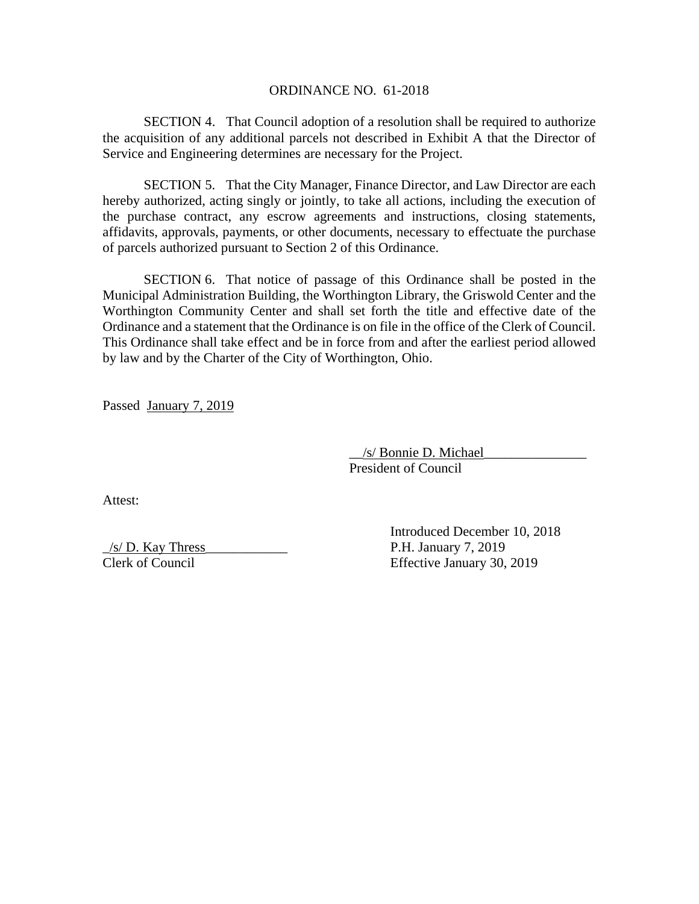ORDINANCE NO. 61-2018

SECTION 4. That Council adoption of a resolution shall be required to authorize the acquisition of any additional parcels not described in Exhibit A that the Director of Service and Engineering determines are necessary for the Project.

SECTION 5. That the City Manager, Finance Director, and Law Director are each hereby authorized, acting singly or jointly, to take all actions, including the execution of the purchase contract, any escrow agreements and instructions, closing statements, affidavits, approvals, payments, or other documents, necessary to effectuate the purchase of parcels authorized pursuant to Section 2 of this Ordinance.

SECTION 6. That notice of passage of this Ordinance shall be posted in the Municipal Administration Building, the Worthington Library, the Griswold Center and the Worthington Community Center and shall set forth the title and effective date of the Ordinance and a statement that the Ordinance is on file in the office of the Clerk of Council. This Ordinance shall take effect and be in force from and after the earliest period allowed by law and by the Charter of the City of Worthington, Ohio.

Passed January 7, 2019

/s/ Bonnie D. Michael
President of Council

Attest:

/s/ D. Kay Thress
Clerk of Council

Introduced December 10, 2018
P.H. January 7, 2019
Effective January 30, 2019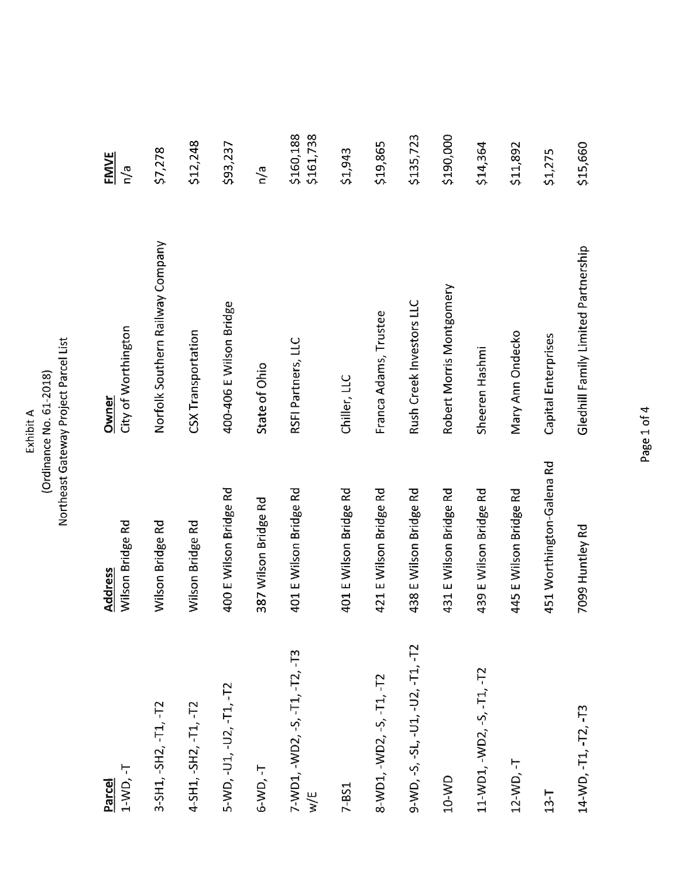Exhibit A
(Ordinance No. 61-2018)
Northeast Gateway Project Parcel List

| Parcel | Address | Owner | FMVE |
|---|---|---|---|
| 1-WD, -T | Wilson Bridge Rd | City of Worthington | n/a |
| 3-SH1, -SH2, -T1, -T2 | Wilson Bridge Rd | Norfolk Southern Railway Company | $7,278 |
| 4-SH1, -SH2, -T1, -T2 | Wilson Bridge Rd | CSX Transportation | $12,248 |
| 5-WD, -U1, -U2, -T1, -T2 | 400 E Wilson Bridge Rd | 400-406 E Wilson Bridge | $93,237 |
| 6-WD, -T | 387 Wilson Bridge Rd | State of Ohio | n/a |
| 7-WD1, -WD2, -S, -T1, -T2, -T3 w/E | 401 E Wilson Bridge Rd | RSFI Partners, LLC | $160,188<br>$161,738 |
| 7-BS1 | 401 E Wilson Bridge Rd | Chiller, LLC | $1,943 |
| 8-WD1, -WD2, -S, -T1, -T2 | 421 E Wilson Bridge Rd | Franca Adams, Trustee | $19,865 |
| 9-WD, -S, -SL, -U1, -U2, -T1, -T2 | 438 E Wilson Bridge Rd | Rush Creek Investors LLC | $135,723 |
| 10-WD | 431 E Wilson Bridge Rd | Robert Morris Montgomery | $190,000 |
| 11-WD1, -WD2, -S, -T1, -T2 | 439 E Wilson Bridge Rd | Sheeren Hashmi | $14,364 |
| 12-WD, -T | 445 E Wilson Bridge Rd | Mary Ann Ondecko | $11,892 |
| 13-T | 451 Worthington-Galena Rd | Capital Enterprises | $1,275 |
| 14-WD, -T1, -T2, -T3 | 7099 Huntley Rd | Gledhill Family Limited Partnership | $15,660 |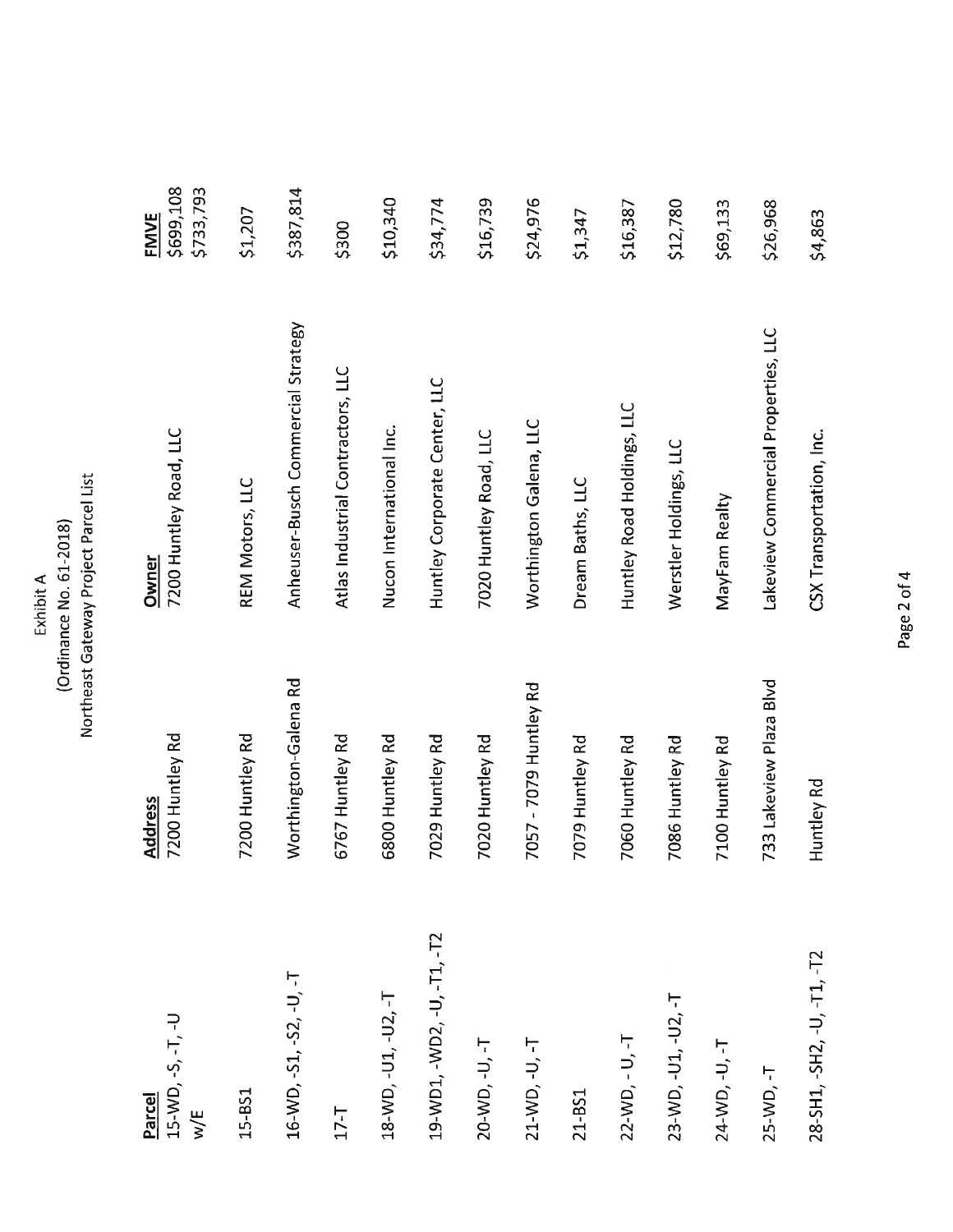Exhibit A
(Ordinance No. 61-2018)
Northeast Gateway Project Parcel List

| Parcel | Address | Owner | FMVE |
|---|---|---|---|
| 15-WD, -S, -T, -U w/E | 7200 Huntley Rd | 7200 Huntley Road, LLC | $699,108<br>$733,793 |
| 15-BS1 | 7200 Huntley Rd | REM Motors, LLC | $1,207 |
| 16-WD, -S1, -S2, -U, -T | Worthington-Galena Rd | Anheuser-Busch Commercial Strategy | $387,814 |
| 17-T | 6767 Huntley Rd | Atlas Industrial Contractors, LLC | $300 |
| 18-WD, -U1, -U2, -T | 6800 Huntley Rd | Nucon International Inc. | $10,340 |
| 19-WD1, -WD2, -U, -T1, -T2 | 7029 Huntley Rd | Huntley Corporate Center, LLC | $34,774 |
| 20-WD, -U, -T | 7020 Huntley Rd | 7020 Huntley Road, LLC | $16,739 |
| 21-WD, -U, -T | 7057 - 7079 Huntley Rd | Worthington Galena, LLC | $24,976 |
| 21-BS1 | 7079 Huntley Rd | Dream Baths, LLC | $1,347 |
| 22-WD, - U, -T | 7060 Huntley Rd | Huntley Road Holdings, LLC | $16,387 |
| 23-WD, -U1, -U2, -T | 7086 Huntley Rd | Werstler Holdings, LLC | $12,780 |
| 24-WD, -U, -T | 7100 Huntley Rd | MayFam Realty | $69,133 |
| 25-WD, -T | 733 Lakeview Plaza Blvd | Lakeview Commercial Properties, LLC | $26,968 |
| 28-SH1, -SH2, -U, -T1, -T2 | Huntley Rd | CSX Transportation, Inc. | $4,863 |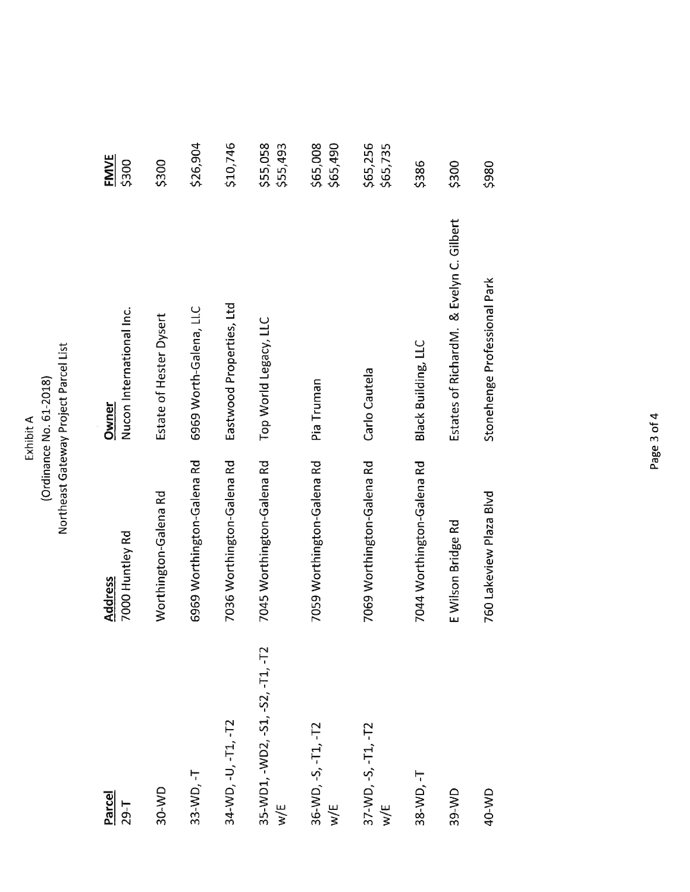Exhibit A
(Ordinance No. 61-2018)
Northeast Gateway Project Parcel List

| Parcel | Address | Owner | FMVE |
|---|---|---|---|
| 29-T | 7000 Huntley Rd | Nucon International Inc. | $300 |
| 30-WD | Worthington-Galena Rd | Estate of Hester Dysert | $300 |
| 33-WD, -T | 6969 Worthington-Galena Rd | 6969 Worth-Galena, LLC | $26,904 |
| 34-WD, -U, -T1, -T2 | 7036 Worthington-Galena Rd | Eastwood Properties, Ltd | $10,746 |
| 35-WD1, -WD2, -S1, -S2, -T1, -T2 w/E | 7045 Worthington-Galena Rd | Top World Legacy, LLC | $55,058 $55,493 |
| 36-WD, -S, -T1, -T2 w/E | 7059 Worthington-Galena Rd | Pia Truman | $65,008 $65,490 |
| 37-WD, -S, -T1, -T2 w/E | 7069 Worthington-Galena Rd | Carlo Cautela | $65,256 $65,735 |
| 38-WD, -T | 7044 Worthington-Galena Rd | Black Building, LLC | $386 |
| 39-WD | E Wilson Bridge Rd | Estates of RichardM. & Evelyn C. Gilbert | $300 |
| 40-WD | 760 Lakeview Plaza Blvd | Stonehenge Professional Park | $980 |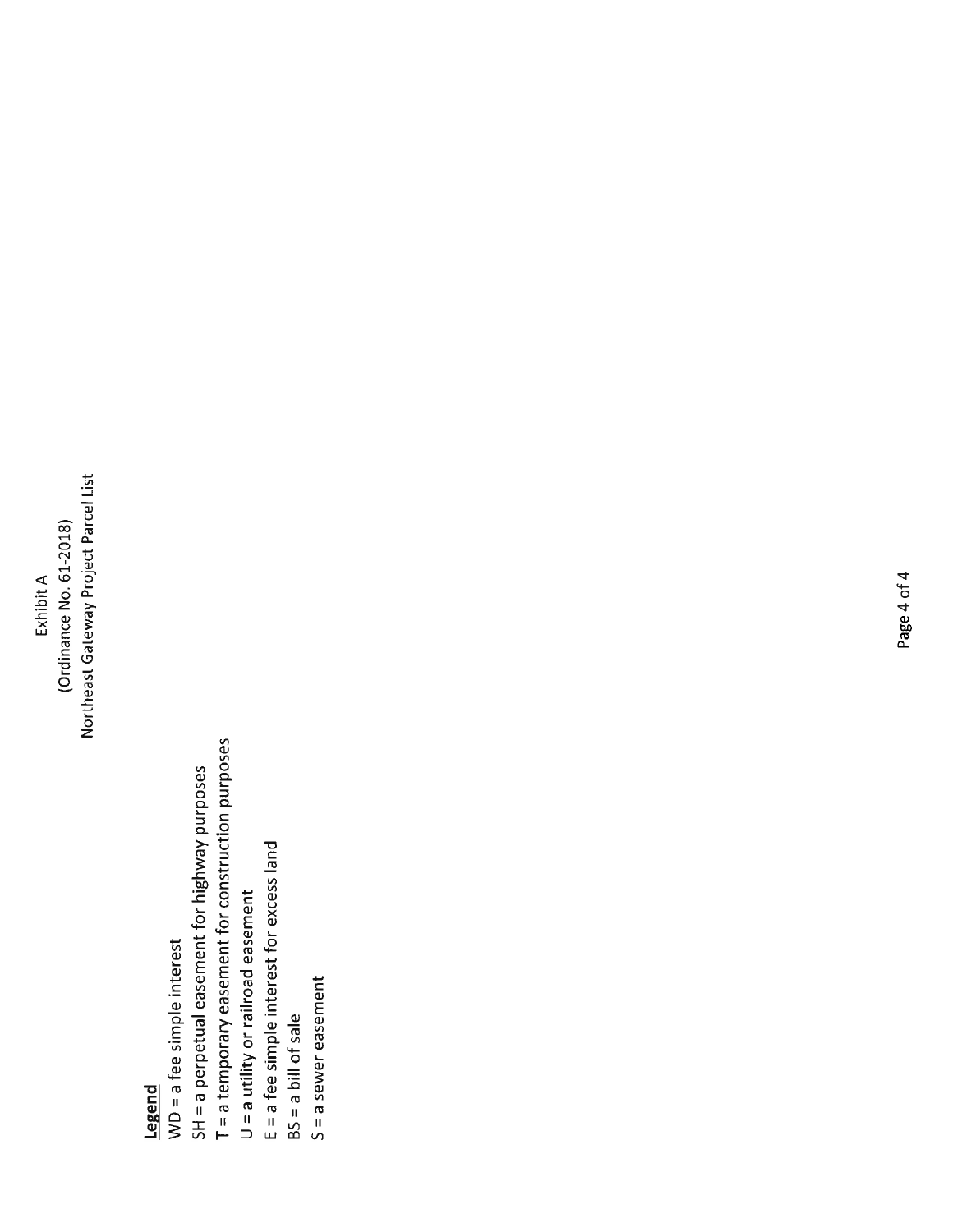Exhibit A
(Ordinance No. 61-2018)
Northeast Gateway Project Parcel List

**Legend**

WD = a fee simple interest
SH = a perpetual easement for highway purposes
T = a temporary easement for construction purposes
U = a utility or railroad easement
E = a fee simple interest for excess land
BS = a bill of sale
S = a sewer easement